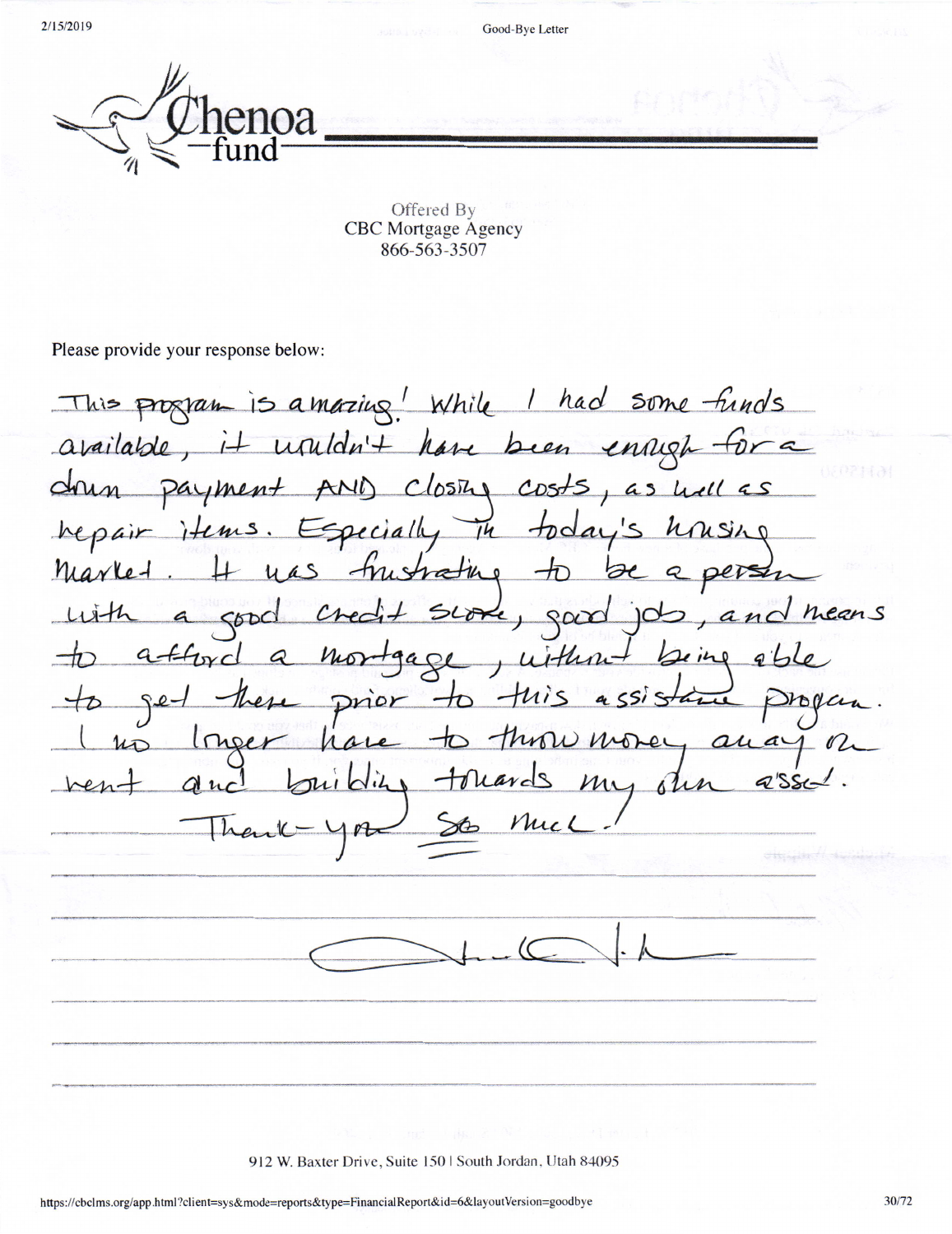# Chenoa fund

Offered By
CBC Mortgage Agency
866-563-3507

Please provide your response below:

This program is amazing! While I had some funds available, it wouldn't have been enough for a down payment AND closing costs, as well as repair items. Especially in today's housing market. It was frustrating to be a person with a good credit score, good job, and means to afford a mortgage, without being able to get there prior to this assistance program. I no longer have to throw money away on rent and building towards my own asset.

Thank-you so much!

912 W. Baxter Drive, Suite 150 | South Jordan, Utah 84095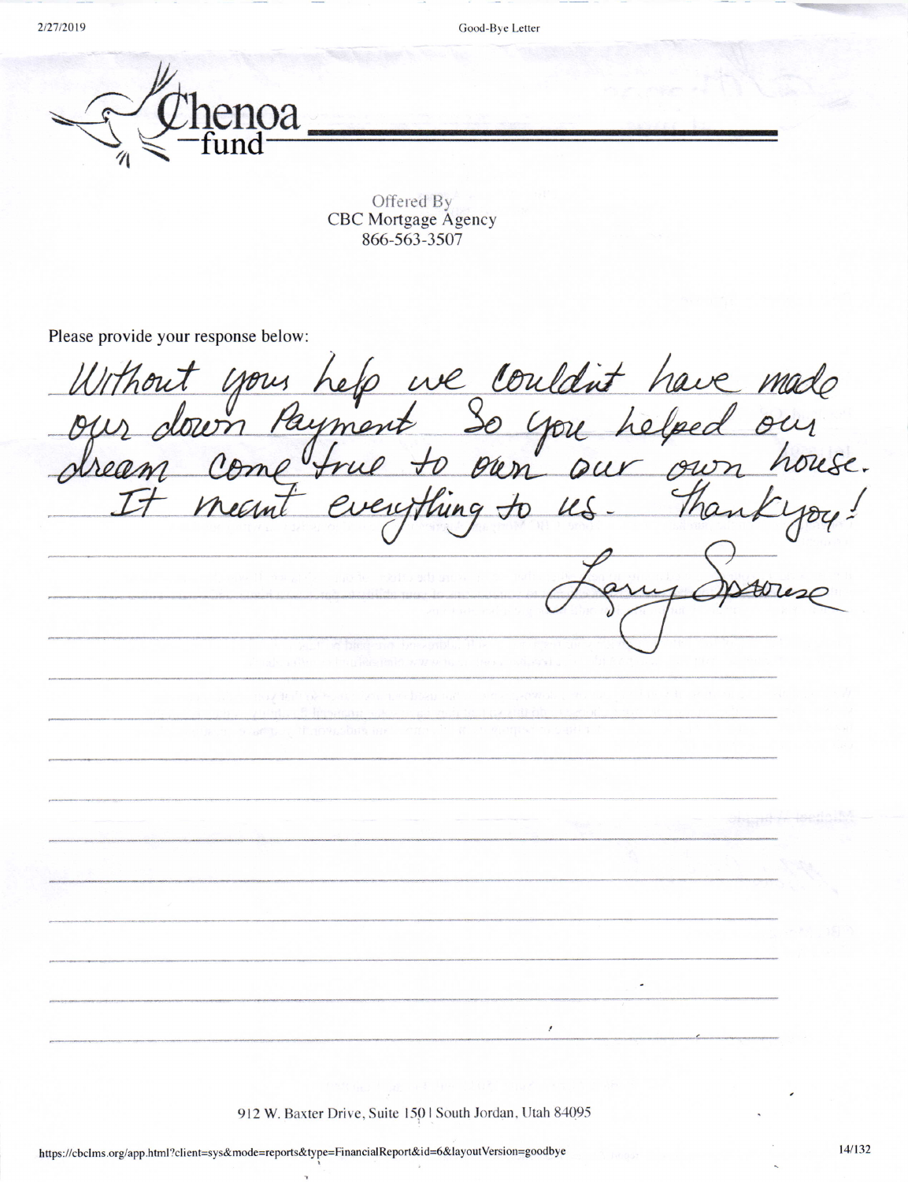Chenoa fund

Offered By
CBC Mortgage Agency
866-563-3507

Please provide your response below:

Without your help we couldnt have made our down Payment So you helped our dream come true to own our own house. It meant everything to us. Thank you!

Larry Sparrowse

912 W. Baxter Drive, Suite 150 | South Jordan, Utah 84095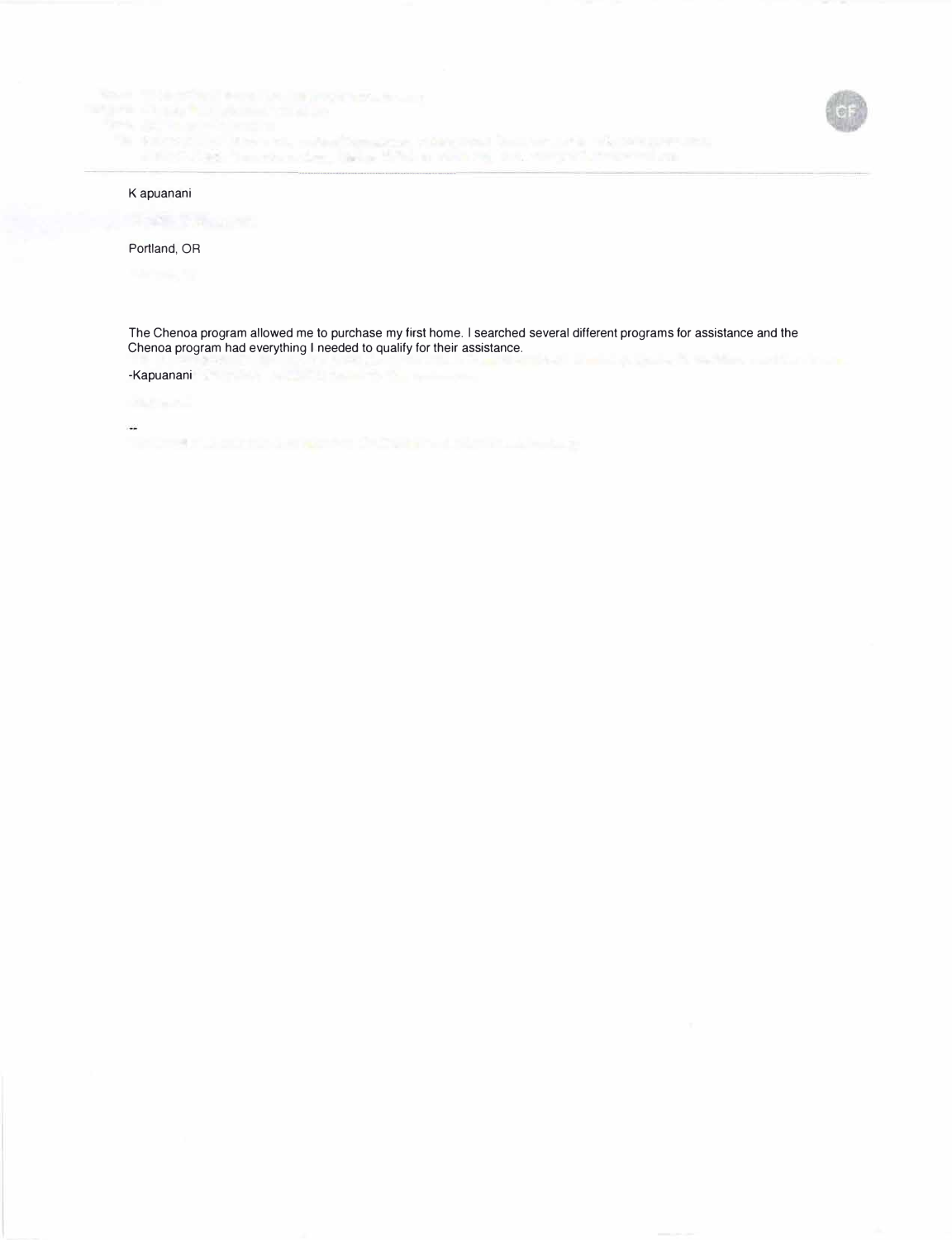K apuanani

Portland, OR

The Chenoa program allowed me to purchase my first home. I searched several different programs for assistance and the Chenoa program had everything I needed to qualify for their assistance.

-Kapuanani

--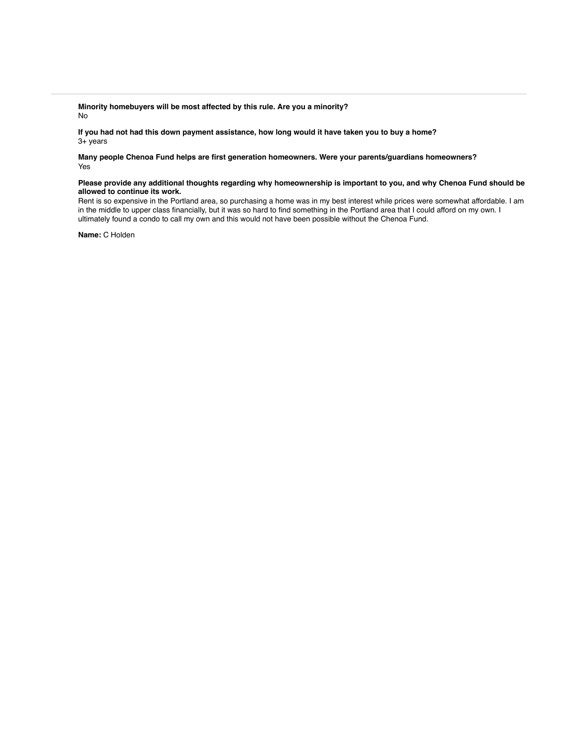**Minority homebuyers will be most affected by this rule. Are you a minority?**
No

**If you had not had this down payment assistance, how long would it have taken you to buy a home?**
3+ years

**Many people Chenoa Fund helps are first generation homeowners. Were your parents/guardians homeowners?**
Yes

**Please provide any additional thoughts regarding why homeownership is important to you, and why Chenoa Fund should be allowed to continue its work.**
Rent is so expensive in the Portland area, so purchasing a home was in my best interest while prices were somewhat affordable. I am in the middle to upper class financially, but it was so hard to find something in the Portland area that I could afford on my own. I ultimately found a condo to call my own and this would not have been possible without the Chenoa Fund.

**Name:** C Holden